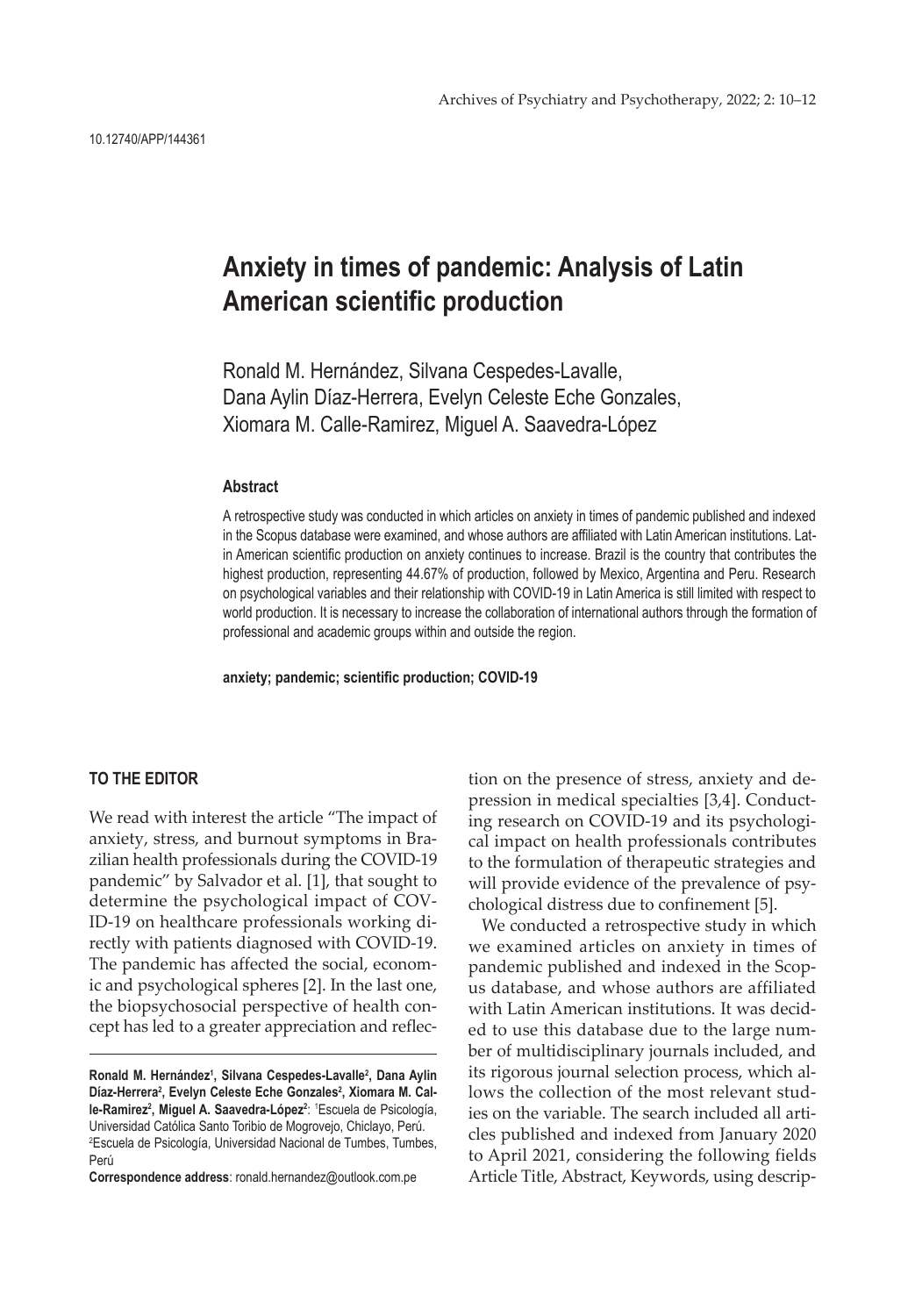10.12740/APP/144361

# Anxiety in times of pandemic: Analysis of Latin American scientific production

Ronald M. Hernández, Silvana Cespedes-Lavalle, Dana Aylin Díaz-Herrera, Evelyn Celeste Eche Gonzales, Xiomara M. Calle-Ramirez, Miguel A. Saavedra-López

### Abstract

A retrospective study was conducted in which articles on anxiety in times of pandemic published and indexed in the Scopus database were examined, and whose authors are affiliated with Latin American institutions. Latin American scientific production on anxiety continues to increase. Brazil is the country that contributes the highest production, representing 44.67% of production, followed by Mexico, Argentina and Peru. Research on psychological variables and their relationship with COVID-19 in Latin America is still limited with respect to world production. It is necessary to increase the collaboration of international authors through the formation of professional and academic groups within and outside the region.

**anxiety; pandemic; scientific production; COVID-19**

## TO THE EDITOR

We read with interest the article "The impact of anxiety, stress, and burnout symptoms in Brazilian health professionals during the COVID-19 pandemic" by Salvador et al. [1], that sought to determine the psychological impact of COVID-19 on healthcare professionals working directly with patients diagnosed with COVID-19. The pandemic has affected the social, economic and psychological spheres [2]. In the last one, the biopsychosocial perspective of health concept has led to a greater appreciation and reflection on the presence of stress, anxiety and depression in medical specialties [3,4]. Conducting research on COVID-19 and its psychological impact on health professionals contributes to the formulation of therapeutic strategies and will provide evidence of the prevalence of psychological distress due to confinement [5].

We conducted a retrospective study in which we examined articles on anxiety in times of pandemic published and indexed in the Scopus database, and whose authors are affiliated with Latin American institutions. It was decided to use this database due to the large number of multidisciplinary journals included, and its rigorous journal selection process, which allows the collection of the most relevant studies on the variable. The search included all articles published and indexed from January 2020 to April 2021, considering the following fields Article Title, Abstract, Keywords, using descrip-

**Ronald M. Hernández**[1], **Silvana Cespedes-Lavalle**[2], **Dana Aylin Díaz-Herrera**[2], **Evelyn Celeste Eche Gonzales**[2], **Xiomara M. Calle-Ramirez**[2], **Miguel A. Saavedra-López**[2]: [1]Escuela de Psicología, Universidad Católica Santo Toribio de Mogrovejo, Chiclayo, Perú. [2]Escuela de Psicología, Universidad Nacional de Tumbes, Tumbes, Perú

**Correspondence address**: ronald.hernandez@outlook.com.pe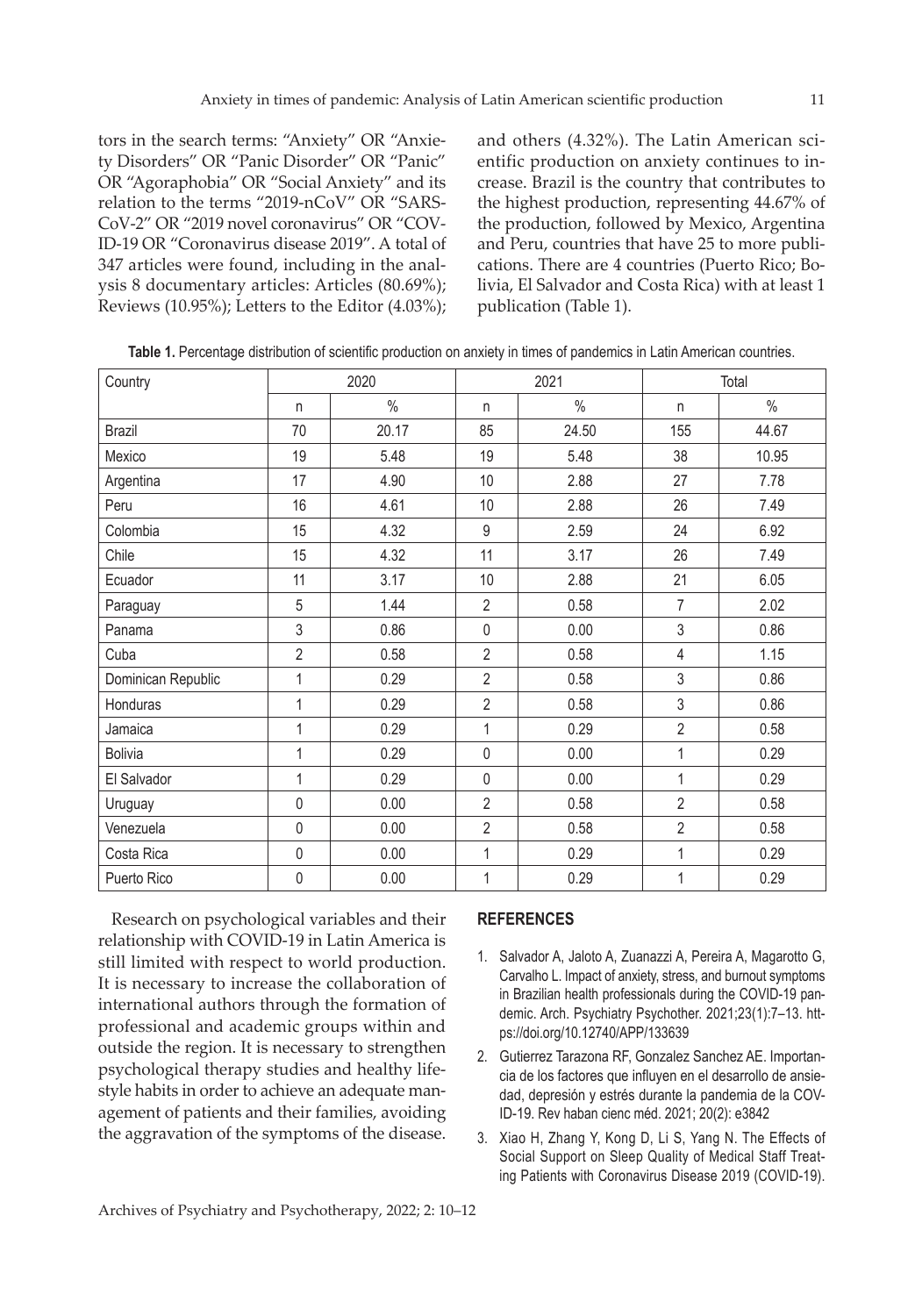tors in the search terms: "Anxiety" OR "Anxiety Disorders" OR "Panic Disorder" OR "Panic" OR "Agoraphobia" OR "Social Anxiety" and its relation to the terms "2019-nCoV" OR "SARS-CoV-2" OR "2019 novel coronavirus" OR "COVID-19 OR "Coronavirus disease 2019". A total of 347 articles were found, including in the analysis 8 documentary articles: Articles (80.69%); Reviews (10.95%); Letters to the Editor (4.03%); and others (4.32%). The Latin American scientific production on anxiety continues to increase. Brazil is the country that contributes to the highest production, representing 44.67% of the production, followed by Mexico, Argentina and Peru, countries that have 25 to more publications. There are 4 countries (Puerto Rico; Bolivia, El Salvador and Costa Rica) with at least 1 publication (Table 1).

**Table 1.** Percentage distribution of scientific production on anxiety in times of pandemics in Latin American countries.

| Country | 2020 | | 2021 | | Total | |
|---|---|---|---|---|---|---|
| | n | % | n | % | n | % |
| Brazil | 70 | 20.17 | 85 | 24.50 | 155 | 44.67 |
| Mexico | 19 | 5.48 | 19 | 5.48 | 38 | 10.95 |
| Argentina | 17 | 4.90 | 10 | 2.88 | 27 | 7.78 |
| Peru | 16 | 4.61 | 10 | 2.88 | 26 | 7.49 |
| Colombia | 15 | 4.32 | 9 | 2.59 | 24 | 6.92 |
| Chile | 15 | 4.32 | 11 | 3.17 | 26 | 7.49 |
| Ecuador | 11 | 3.17 | 10 | 2.88 | 21 | 6.05 |
| Paraguay | 5 | 1.44 | 2 | 0.58 | 7 | 2.02 |
| Panama | 3 | 0.86 | 0 | 0.00 | 3 | 0.86 |
| Cuba | 2 | 0.58 | 2 | 0.58 | 4 | 1.15 |
| Dominican Republic | 1 | 0.29 | 2 | 0.58 | 3 | 0.86 |
| Honduras | 1 | 0.29 | 2 | 0.58 | 3 | 0.86 |
| Jamaica | 1 | 0.29 | 1 | 0.29 | 2 | 0.58 |
| Bolivia | 1 | 0.29 | 0 | 0.00 | 1 | 0.29 |
| El Salvador | 1 | 0.29 | 0 | 0.00 | 1 | 0.29 |
| Uruguay | 0 | 0.00 | 2 | 0.58 | 2 | 0.58 |
| Venezuela | 0 | 0.00 | 2 | 0.58 | 2 | 0.58 |
| Costa Rica | 0 | 0.00 | 1 | 0.29 | 1 | 0.29 |
| Puerto Rico | 0 | 0.00 | 1 | 0.29 | 1 | 0.29 |

Research on psychological variables and their relationship with COVID-19 in Latin America is still limited with respect to world production. It is necessary to increase the collaboration of international authors through the formation of professional and academic groups within and outside the region. It is necessary to strengthen psychological therapy studies and healthy lifestyle habits in order to achieve an adequate management of patients and their families, avoiding the aggravation of the symptoms of the disease.

## REFERENCES

1. Salvador A, Jaloto A, Zuanazzi A, Pereira A, Magarotto G, Carvalho L. Impact of anxiety, stress, and burnout symptoms in Brazilian health professionals during the COVID-19 pandemic. Arch. Psychiatry Psychother. 2021;23(1):7–13. https://doi.org/10.12740/APP/133639
2. Gutierrez Tarazona RF, Gonzalez Sanchez AE. Importancia de los factores que influyen en el desarrollo de ansiedad, depresión y estrés durante la pandemia de la COVID-19. Rev haban cienc méd. 2021; 20(2): e3842
3. Xiao H, Zhang Y, Kong D, Li S, Yang N. The Effects of Social Support on Sleep Quality of Medical Staff Treating Patients with Coronavirus Disease 2019 (COVID-19).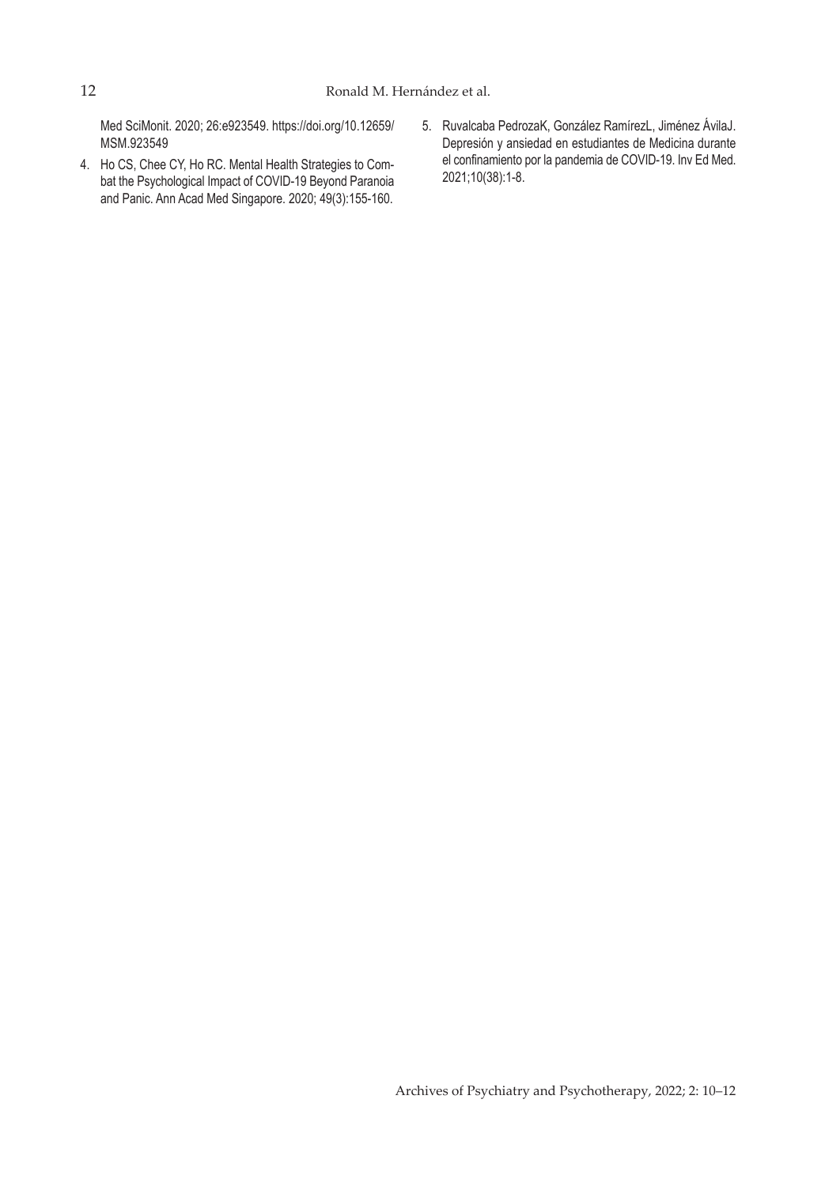Med SciMonit. 2020; 26:e923549. https://doi.org/10.12659/MSM.923549

4. Ho CS, Chee CY, Ho RC. Mental Health Strategies to Combat the Psychological Impact of COVID-19 Beyond Paranoia and Panic. Ann Acad Med Singapore. 2020; 49(3):155-160.
5. Ruvalcaba PedrozaK, González RamírezL, Jiménez ÁvilaJ. Depresión y ansiedad en estudiantes de Medicina durante el confinamiento por la pandemia de COVID-19. Inv Ed Med. 2021;10(38):1-8.